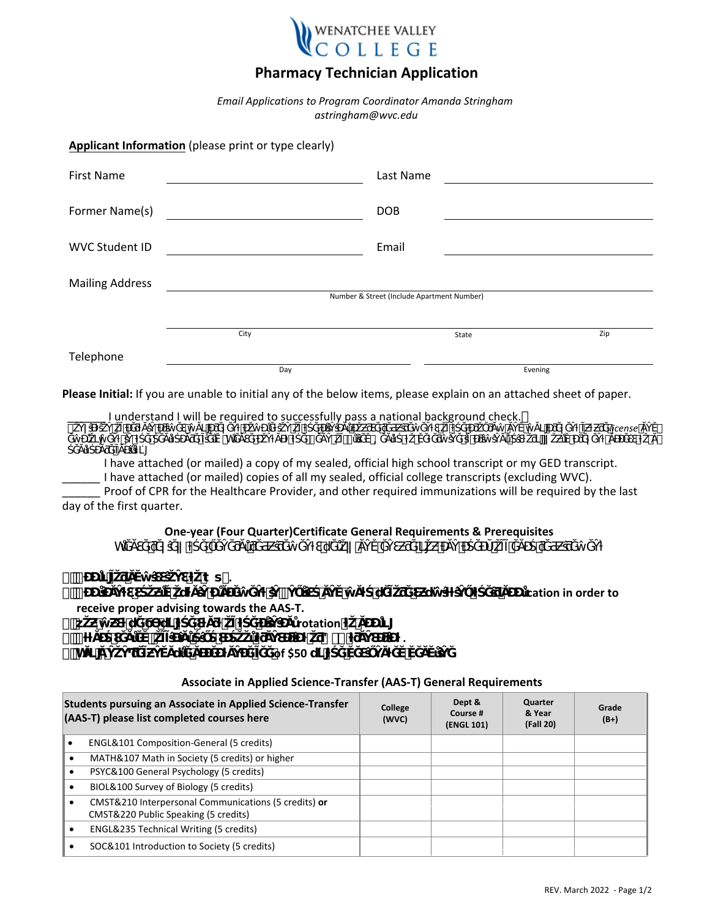# Pharmacy Technician Application

*Email Applications to Program Coordinator Amanda Stringham*
*astringham@wvc.edu*

**Applicant Information** (please print or type clearly)

| | | | |
|---|---|---|---|
| First Name | | Last Name | |
| Former Name(s) | | DOB | |
| WVC Student ID | | Email | |

Mailing Address ______________________________
Number & Street (Include Apartment Number)

______________________ City ______________ State ______ Zip

Telephone ______________ Day ______________ Evening

**Please Initial:** If you are unable to initial any of the below items, please explain on an attached sheet of paper.

______ I understand I will be required to successfully pass a national background check.

______ I have attached (or mailed) a copy of my sealed, official high school transcript or my GED transcript.

______ I have attached (or mailed) copies of all my sealed, official college transcripts (excluding WVC).

______ Proof of CPR for the Healthcare Provider, and other required immunizations will be required by the last day of the first quarter.

**One-year (Four Quarter)Certificate General Requirements & Prerequisites**

- **...cation in order to receive proper advising towards the AAS-T.**
- **...rotation...**
- **...of $50...**

**Associate in Applied Science-Transfer (AAS-T) General Requirements**

| Students pursuing an Associate in Applied Science-Transfer (AAS-T) please list completed courses here | College (WVC) | Dept & Course # (ENGL 101) | Quarter & Year (Fall 20) | Grade (B+) |
|---|---|---|---|---|
| • ENGL&101 Composition-General (5 credits) | | | | |
| • MATH&107 Math in Society (5 credits) or higher | | | | |
| • PSYC&100 General Psychology (5 credits) | | | | |
| • BIOL&100 Survey of Biology (5 credits) | | | | |
| • CMST&210 Interpersonal Communications (5 credits) **or** CMST&220 Public Speaking (5 credits) | | | | |
| • ENGL&235 Technical Writing (5 credits) | | | | |
| • SOC&101 Introduction to Society (5 credits) | | | | |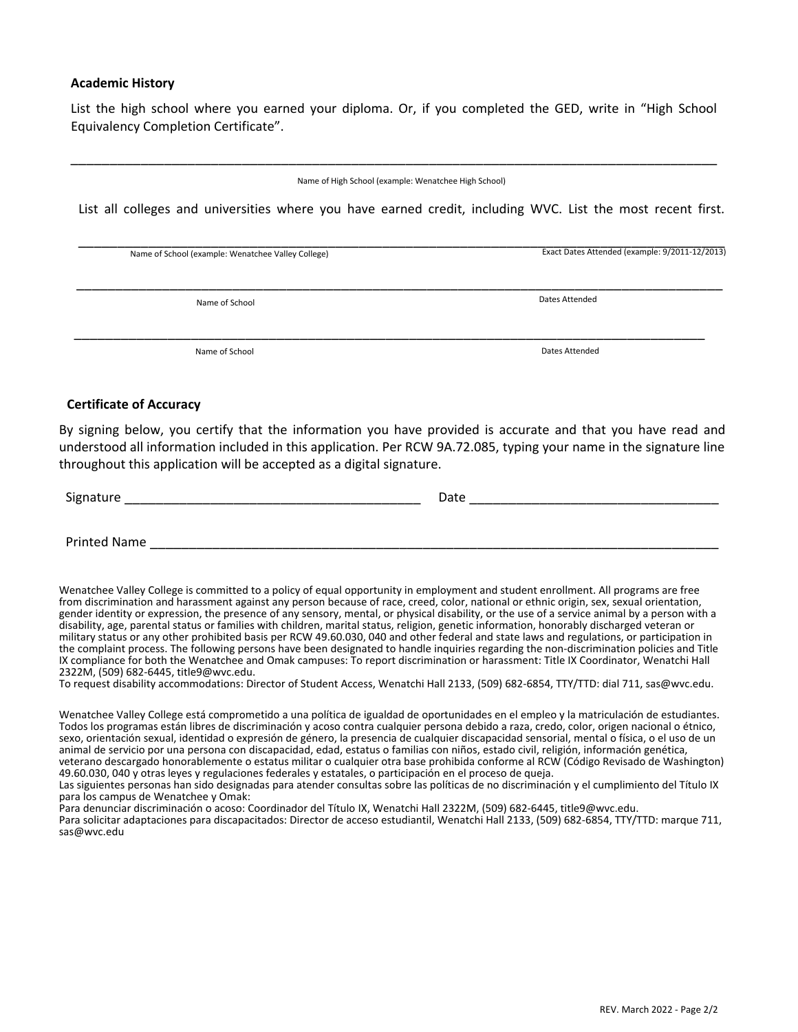### Academic History

List the high school where you earned your diploma. Or, if you completed the GED, write in "High School Equivalency Completion Certificate".

_______________________________________________________________________________

Name of High School (example: Wenatchee High School)

List all colleges and universities where you have earned credit, including WVC. List the most recent first.

_______________________________________________________________________________

Name of School (example: Wenatchee Valley College) — Exact Dates Attended (example: 9/2011-12/2013)

_______________________________________________________________________________

Name of School — Dates Attended

_______________________________________________________________________________

Name of School — Dates Attended

### Certificate of Accuracy

By signing below, you certify that the information you have provided is accurate and that you have read and understood all information included in this application. Per RCW 9A.72.085, typing your name in the signature line throughout this application will be accepted as a digital signature.

Signature ________________________________________ Date ________________________________

Printed Name ______________________________________________________________________

Wenatchee Valley College is committed to a policy of equal opportunity in employment and student enrollment. All programs are free from discrimination and harassment against any person because of race, creed, color, national or ethnic origin, sex, sexual orientation, gender identity or expression, the presence of any sensory, mental, or physical disability, or the use of a service animal by a person with a disability, age, parental status or families with children, marital status, religion, genetic information, honorably discharged veteran or military status or any other prohibited basis per RCW 49.60.030, 040 and other federal and state laws and regulations, or participation in the complaint process. The following persons have been designated to handle inquiries regarding the non-discrimination policies and Title IX compliance for both the Wenatchee and Omak campuses: To report discrimination or harassment: Title IX Coordinator, Wenatchi Hall 2322M, (509) 682-6445, title9@wvc.edu.
To request disability accommodations: Director of Student Access, Wenatchi Hall 2133, (509) 682-6854, TTY/TTD: dial 711, sas@wvc.edu.

Wenatchee Valley College está comprometido a una política de igualdad de oportunidades en el empleo y la matriculación de estudiantes. Todos los programas están libres de discriminación y acoso contra cualquier persona debido a raza, credo, color, origen nacional o étnico, sexo, orientación sexual, identidad o expresión de género, la presencia de cualquier discapacidad sensorial, mental o física, o el uso de un animal de servicio por una persona con discapacidad, edad, estatus o familias con niños, estado civil, religión, información genética, veterano descargado honorablemente o estatus militar o cualquier otra base prohibida conforme al RCW (Código Revisado de Washington) 49.60.030, 040 y otras leyes y regulaciones federales y estatales, o participación en el proceso de queja.
Las siguientes personas han sido designadas para atender consultas sobre las políticas de no discriminación y el cumplimiento del Título IX para los campus de Wenatchee y Omak:
Para denunciar discriminación o acoso: Coordinador del Título IX, Wenatchi Hall 2322M, (509) 682-6445, title9@wvc.edu.
Para solicitar adaptaciones para discapacitados: Director de acceso estudiantil, Wenatchi Hall 2133, (509) 682-6854, TTY/TTD: marque 711, sas@wvc.edu

REV. March 2022